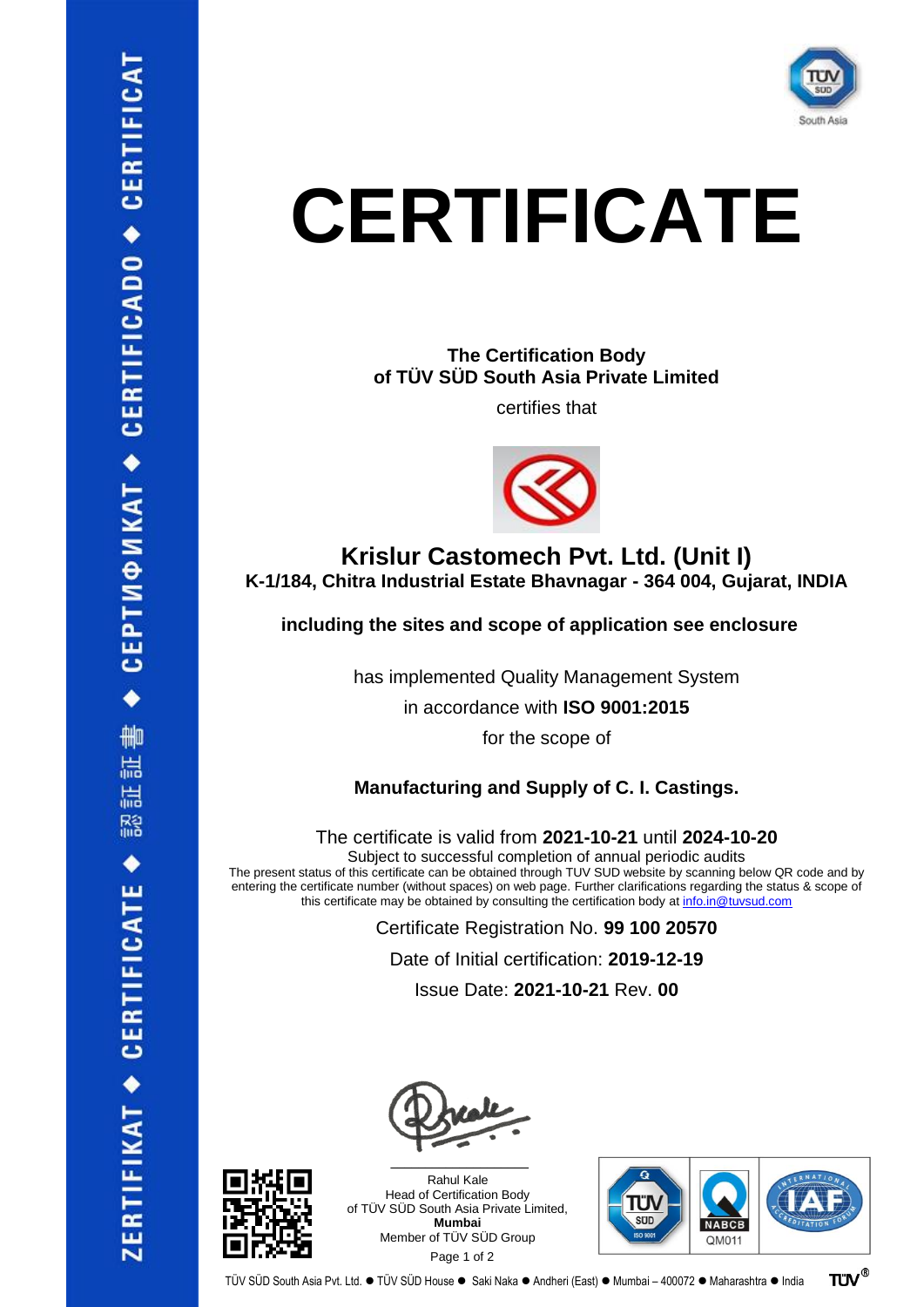# CERTIFICATE

**The Certification Body of TÜV SÜD South Asia Private Limited**

certifies that

## Krislur Castomech Pvt. Ltd. (Unit I)

**K-1/184, Chitra Industrial Estate Bhavnagar - 364 004, Gujarat, INDIA**

**including the sites and scope of application see enclosure**

has implemented Quality Management System

in accordance with **ISO 9001:2015**

for the scope of

**Manufacturing and Supply of C. I. Castings.**

The certificate is valid from **2021-10-21** until **2024-10-20**

Subject to successful completion of annual periodic audits

The present status of this certificate can be obtained through TUV SUD website by scanning below QR code and by entering the certificate number (without spaces) on web page. Further clarifications regarding the status & scope of this certificate may be obtained by consulting the certification body at info.in@tuvsud.com

Certificate Registration No. **99 100 20570**

Date of Initial certification: **2019-12-19**

Issue Date: **2021-10-21** Rev. **00**

Rahul Kale
Head of Certification Body
of TÜV SÜD South Asia Private Limited,
**Mumbai**
Member of TÜV SÜD Group

NABCB QM011

TÜV SÜD South Asia Pvt. Ltd. ● TÜV SÜD House ● Saki Naka ● Andheri (East) ● Mumbai – 400072 ● Maharashtra ● India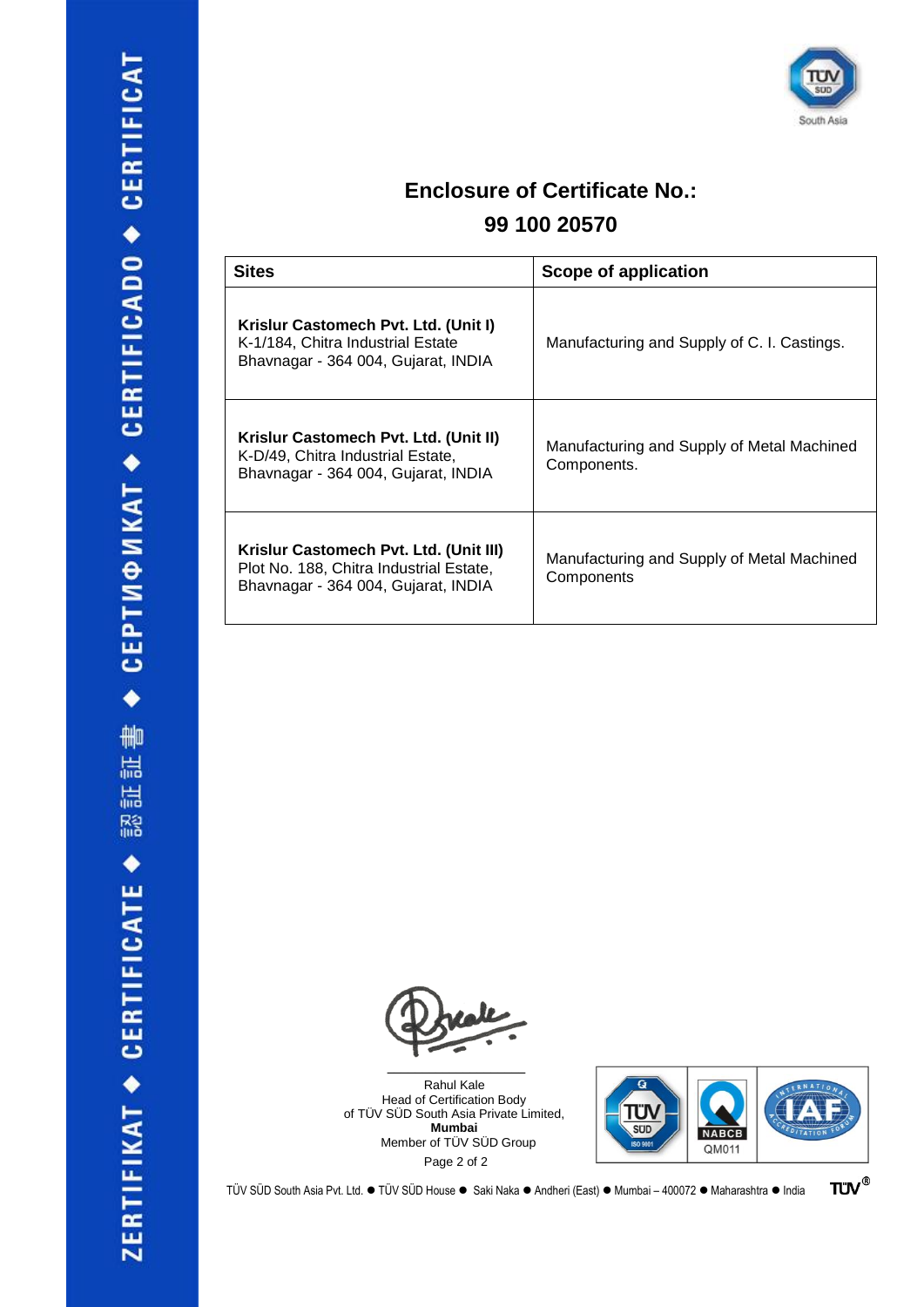# Enclosure of Certificate No.: 99 100 20570

| Sites | Scope of application |
|---|---|
| **Krislur Castomech Pvt. Ltd. (Unit I)**<br>K-1/184, Chitra Industrial Estate<br>Bhavnagar - 364 004, Gujarat, INDIA | Manufacturing and Supply of C. I. Castings. |
| **Krislur Castomech Pvt. Ltd. (Unit II)**<br>K-D/49, Chitra Industrial Estate,<br>Bhavnagar - 364 004, Gujarat, INDIA | Manufacturing and Supply of Metal Machined Components. |
| **Krislur Castomech Pvt. Ltd. (Unit III)**<br>Plot No. 188, Chitra Industrial Estate,<br>Bhavnagar - 364 004, Gujarat, INDIA | Manufacturing and Supply of Metal Machined Components |

Rahul Kale
Head of Certification Body
of TÜV SÜD South Asia Private Limited,
**Mumbai**
Member of TÜV SÜD Group

NABCB QM011

TÜV SÜD South Asia Pvt. Ltd. ● TÜV SÜD House ● Saki Naka ● Andheri (East) ● Mumbai – 400072 ● Maharashtra ● India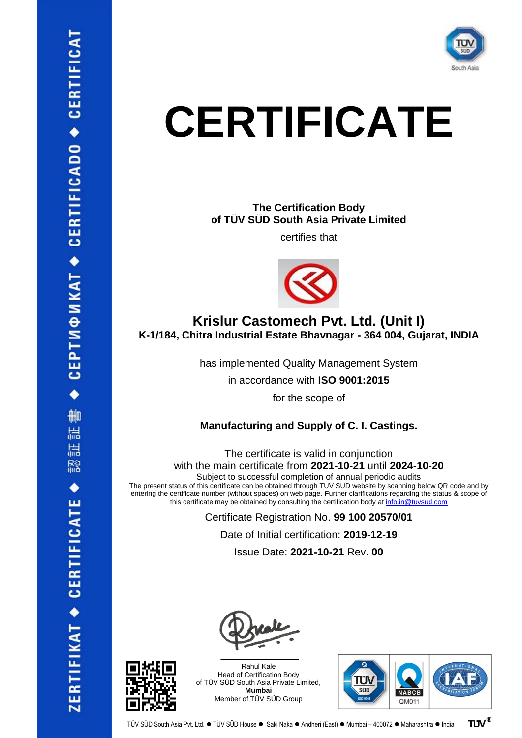# CERTIFICATE

**The Certification Body**
**of TÜV SÜD South Asia Private Limited**

certifies that

## Krislur Castomech Pvt. Ltd. (Unit I)

**K-1/184, Chitra Industrial Estate Bhavnagar - 364 004, Gujarat, INDIA**

has implemented Quality Management System

in accordance with **ISO 9001:2015**

for the scope of

**Manufacturing and Supply of C. I. Castings.**

The certificate is valid in conjunction
with the main certificate from **2021-10-21** until **2024-10-20**
Subject to successful completion of annual periodic audits

The present status of this certificate can be obtained through TUV SUD website by scanning below QR code and by entering the certificate number (without spaces) on web page. Further clarifications regarding the status & scope of this certificate may be obtained by consulting the certification body at info.in@tuvsud.com

Certificate Registration No. **99 100 20570/01**

Date of Initial certification: **2019-12-19**

Issue Date: **2021-10-21** Rev. **00**

Rahul Kale
Head of Certification Body
of TÜV SÜD South Asia Private Limited,
**Mumbai**
Member of TÜV SÜD Group

NABCB QM011

TÜV SÜD South Asia Pvt. Ltd. ● TÜV SÜD House ● Saki Naka ● Andheri (East) ● Mumbai – 400072 ● Maharashtra ● India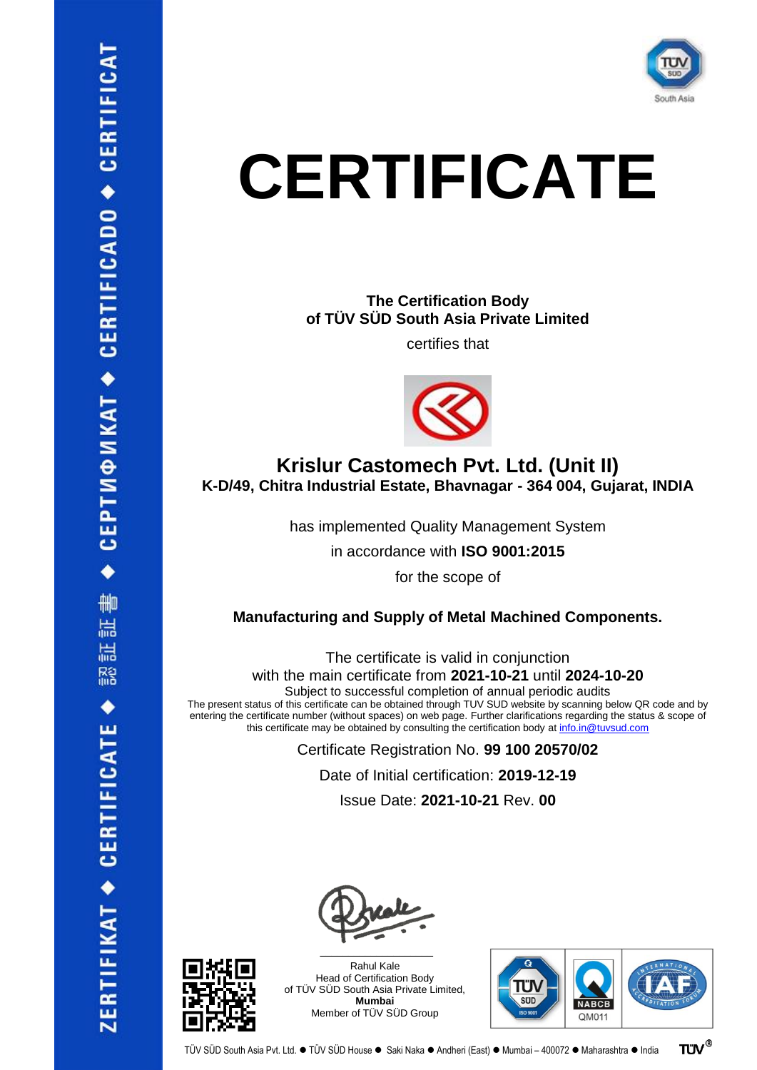ZERTIFIKAT ◆ CERTIFICATE ◆ 認証書 ◆ СЕРТИФИКАТ ◆ CERTIFICADO ◆ CERTIFICAT

South Asia

# CERTIFICATE

**The Certification Body**
**of TÜV SÜD South Asia Private Limited**

certifies that

## Krislur Castomech Pvt. Ltd. (Unit II)

**K-D/49, Chitra Industrial Estate, Bhavnagar - 364 004, Gujarat, INDIA**

has implemented Quality Management System

in accordance with **ISO 9001:2015**

for the scope of

**Manufacturing and Supply of Metal Machined Components.**

The certificate is valid in conjunction
with the main certificate from **2021-10-21** until **2024-10-20**

Subject to successful completion of annual periodic audits

The present status of this certificate can be obtained through TUV SUD website by scanning below QR code and by entering the certificate number (without spaces) on web page. Further clarifications regarding the status & scope of this certificate may be obtained by consulting the certification body at info.in@tuvsud.com

Certificate Registration No. **99 100 20570/02**

Date of Initial certification: **2019-12-19**

Issue Date: **2021-10-21** Rev. **00**

Rahul Kale
Head of Certification Body
of TÜV SÜD South Asia Private Limited,
**Mumbai**
Member of TÜV SÜD Group

ISO 9001 NABCB QM011

TÜV SÜD South Asia Pvt. Ltd. ● TÜV SÜD House ● Saki Naka ● Andheri (East) ● Mumbai – 400072 ● Maharashtra ● India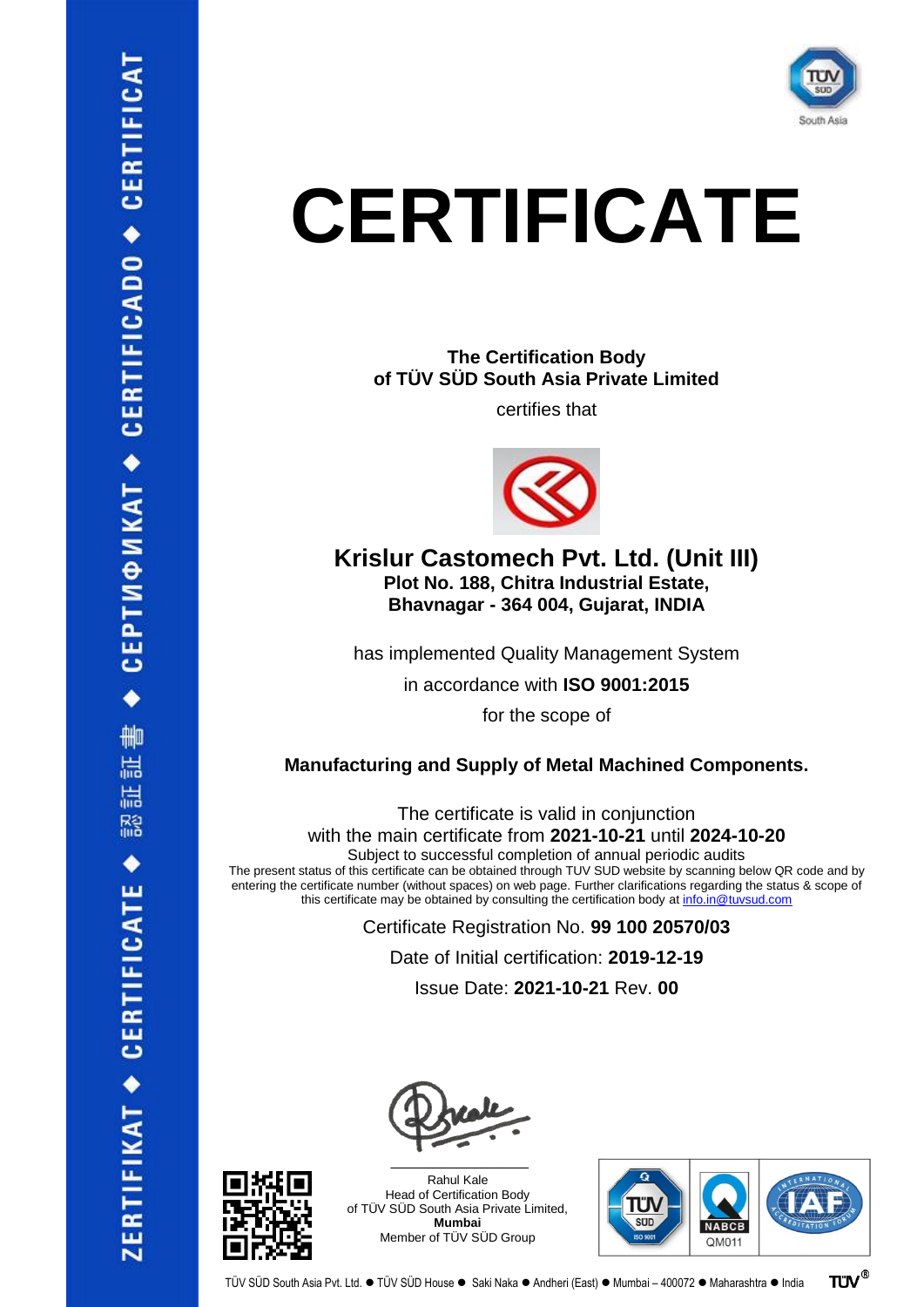ZERTIFIKAT ◆ CERTIFICATE ◆ 認証書 ◆ СЕРТИФИКАТ ◆ CERTIFICADO ◆ CERTIFICAT

# CERTIFICATE

**The Certification Body**
**of TÜV SÜD South Asia Private Limited**

certifies that

## Krislur Castomech Pvt. Ltd. (Unit III)

**Plot No. 188, Chitra Industrial Estate,**
**Bhavnagar - 364 004, Gujarat, INDIA**

has implemented Quality Management System

in accordance with **ISO 9001:2015**

for the scope of

**Manufacturing and Supply of Metal Machined Components.**

The certificate is valid in conjunction
with the main certificate from **2021-10-21** until **2024-10-20**
Subject to successful completion of annual periodic audits
The present status of this certificate can be obtained through TUV SUD website by scanning below QR code and by entering the certificate number (without spaces) on web page. Further clarifications regarding the status & scope of this certificate may be obtained by consulting the certification body at info.in@tuvsud.com

Certificate Registration No. **99 100 20570/03**

Date of Initial certification: **2019-12-19**

Issue Date: **2021-10-21** Rev. **00**

Rahul Kale
Head of Certification Body
of TÜV SÜD South Asia Private Limited,
**Mumbai**
Member of TÜV SÜD Group

NABCB QM011

TÜV SÜD South Asia Pvt. Ltd. ● TÜV SÜD House ● Saki Naka ● Andheri (East) ● Mumbai – 400072 ● Maharashtra ● India